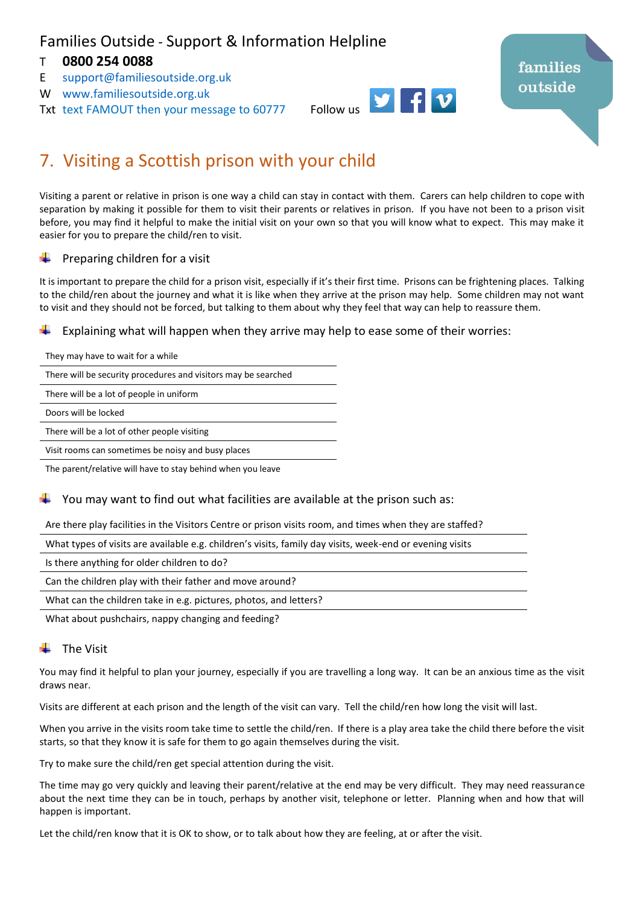Families Outside - Support & Information Helpline

T **0800 254 0088**

E support@familiesoutside.org.uk

W www.familiesoutside.org.uk

Txt text FAMOUT then your message to 60777 Follow us

families outside

## 7. Visiting a Scottish prison with your child

Visiting a parent or relative in prison is one way a child can stay in contact with them. Carers can help children to cope with separation by making it possible for them to visit their parents or relatives in prison. If you have not been to a prison visit before, you may find it helpful to make the initial visit on your own so that you will know what to expect. This may make it easier for you to prepare the child/ren to visit.

### Preparing children for a visit

It is important to prepare the child for a prison visit, especially if it's their first time. Prisons can be frightening places. Talking to the child/ren about the journey and what it is like when they arrive at the prison may help. Some children may not want to visit and they should not be forced, but talking to them about why they feel that way can help to reassure them.

### Explaining what will happen when they arrive may help to ease some of their worries:

- They may have to wait for a while
- There will be security procedures and visitors may be searched
- There will be a lot of people in uniform
- Doors will be locked
- There will be a lot of other people visiting
- Visit rooms can sometimes be noisy and busy places
- The parent/relative will have to stay behind when you leave

### You may want to find out what facilities are available at the prison such as:

- Are there play facilities in the Visitors Centre or prison visits room, and times when they are staffed?
- What types of visits are available e.g. children's visits, family day visits, week-end or evening visits
- Is there anything for older children to do?
- Can the children play with their father and move around?
- What can the children take in e.g. pictures, photos, and letters?
- What about pushchairs, nappy changing and feeding?

### The Visit

You may find it helpful to plan your journey, especially if you are travelling a long way. It can be an anxious time as the visit draws near.

Visits are different at each prison and the length of the visit can vary. Tell the child/ren how long the visit will last.

When you arrive in the visits room take time to settle the child/ren. If there is a play area take the child there before the visit starts, so that they know it is safe for them to go again themselves during the visit.

Try to make sure the child/ren get special attention during the visit.

The time may go very quickly and leaving their parent/relative at the end may be very difficult. They may need reassurance about the next time they can be in touch, perhaps by another visit, telephone or letter. Planning when and how that will happen is important.

Let the child/ren know that it is OK to show, or to talk about how they are feeling, at or after the visit.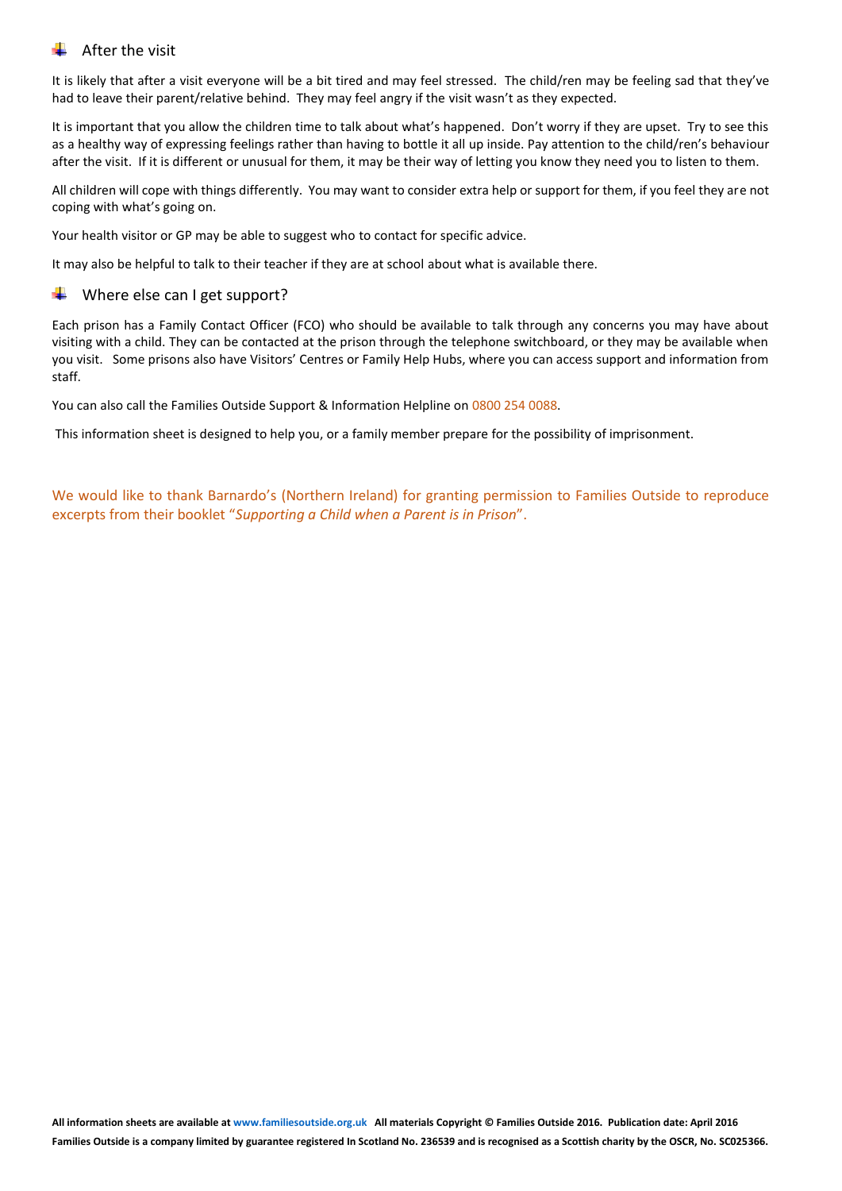## After the visit

It is likely that after a visit everyone will be a bit tired and may feel stressed. The child/ren may be feeling sad that they've had to leave their parent/relative behind. They may feel angry if the visit wasn't as they expected.

It is important that you allow the children time to talk about what's happened. Don't worry if they are upset. Try to see this as a healthy way of expressing feelings rather than having to bottle it all up inside. Pay attention to the child/ren's behaviour after the visit. If it is different or unusual for them, it may be their way of letting you know they need you to listen to them.

All children will cope with things differently. You may want to consider extra help or support for them, if you feel they are not coping with what's going on.

Your health visitor or GP may be able to suggest who to contact for specific advice.

It may also be helpful to talk to their teacher if they are at school about what is available there.

## Where else can I get support?

Each prison has a Family Contact Officer (FCO) who should be available to talk through any concerns you may have about visiting with a child. They can be contacted at the prison through the telephone switchboard, or they may be available when you visit. Some prisons also have Visitors' Centres or Family Help Hubs, where you can access support and information from staff.

You can also call the Families Outside Support & Information Helpline on 0800 254 0088.

This information sheet is designed to help you, or a family member prepare for the possibility of imprisonment.

We would like to thank Barnardo's (Northern Ireland) for granting permission to Families Outside to reproduce excerpts from their booklet "*Supporting a Child when a Parent is in Prison*".

**All information sheets are available at www.familiesoutside.org.uk All materials Copyright © Families Outside 2016. Publication date: April 2016**

**Families Outside is a company limited by guarantee registered In Scotland No. 236539 and is recognised as a Scottish charity by the OSCR, No. SC025366.**